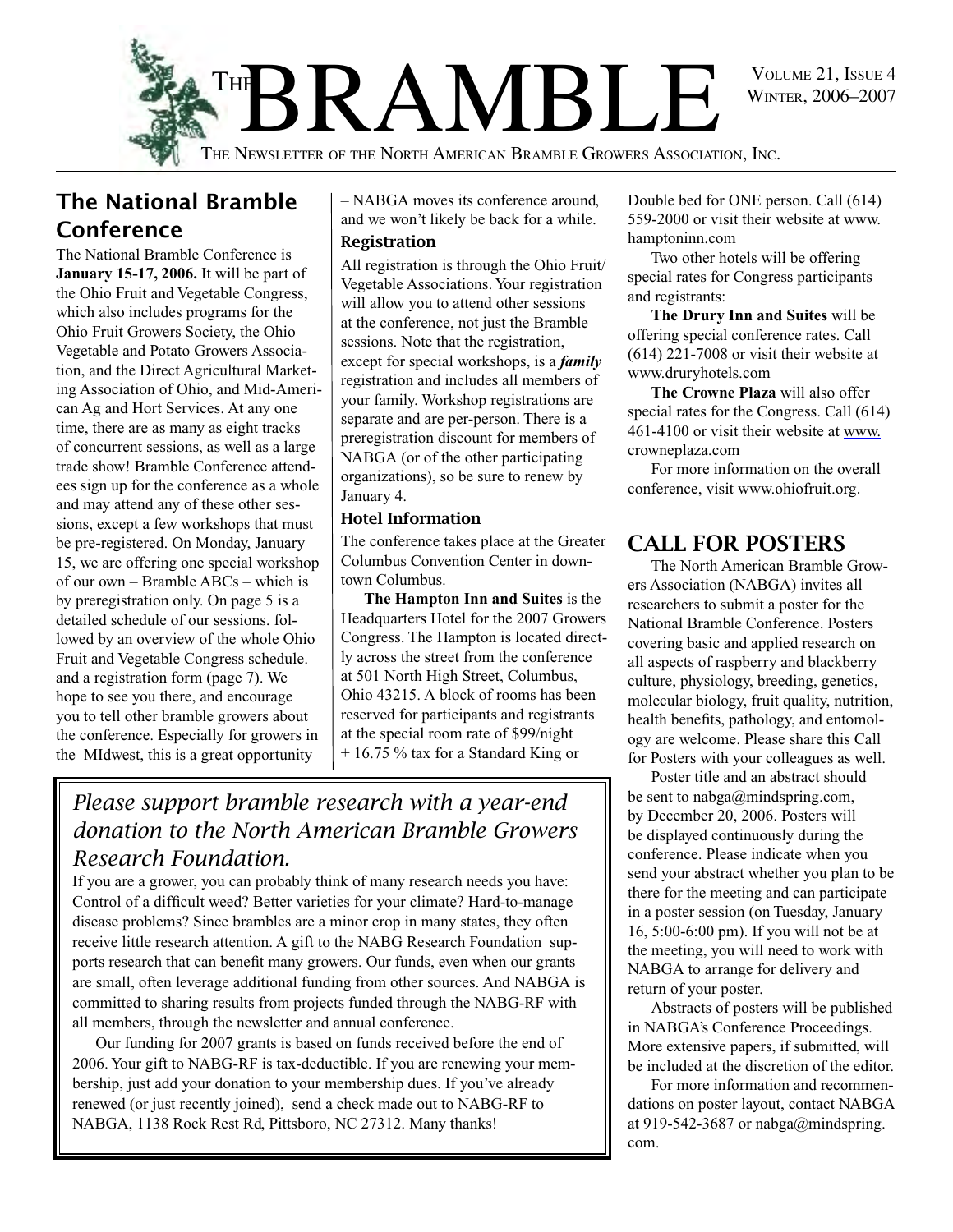# THE BRAMBLE

VOLUME 21, ISSUE 4
WINTER, 2006–2007

THE NEWSLETTER OF THE NORTH AMERICAN BRAMBLE GROWERS ASSOCIATION, INC.

## The National Bramble Conference

The National Bramble Conference is **January 15-17, 2006.** It will be part of the Ohio Fruit and Vegetable Congress, which also includes programs for the Ohio Fruit Growers Society, the Ohio Vegetable and Potato Growers Association, and the Direct Agricultural Marketing Association of Ohio, and Mid-American Ag and Hort Services. At any one time, there are as many as eight tracks of concurrent sessions, as well as a large trade show! Bramble Conference attendees sign up for the conference as a whole and may attend any of these other sessions, except a few workshops that must be pre-registered. On Monday, January 15, we are offering one special workshop of our own – Bramble ABCs – which is by preregistration only. On page 5 is a detailed schedule of our sessions. followed by an overview of the whole Ohio Fruit and Vegetable Congress schedule. and a registration form (page 7). We hope to see you there, and encourage you to tell other bramble growers about the conference. Especially for growers in the MIdwest, this is a great opportunity – NABGA moves its conference around, and we won't likely be back for a while.

### Registration

All registration is through the Ohio Fruit/Vegetable Associations. Your registration will allow you to attend other sessions at the conference, not just the Bramble sessions. Note that the registration, except for special workshops, is a ***family*** registration and includes all members of your family. Workshop registrations are separate and are per-person. There is a preregistration discount for members of NABGA (or of the other participating organizations), so be sure to renew by January 4.

### Hotel Information

The conference takes place at the Greater Columbus Convention Center in downtown Columbus.

**The Hampton Inn and Suites** is the Headquarters Hotel for the 2007 Growers Congress. The Hampton is located directly across the street from the conference at 501 North High Street, Columbus, Ohio 43215. A block of rooms has been reserved for participants and registrants at the special room rate of $99/night + 16.75 % tax for a Standard King or Double bed for ONE person. Call (614) 559-2000 or visit their website at www.hamptoninn.com

Two other hotels will be offering special rates for Congress participants and registrants:

**The Drury Inn and Suites** will be offering special conference rates. Call (614) 221-7008 or visit their website at www.druryhotels.com

**The Crowne Plaza** will also offer special rates for the Congress. Call (614) 461-4100 or visit their website at www.crowneplaza.com

For more information on the overall conference, visit www.ohiofruit.org.

## CALL FOR POSTERS

The North American Bramble Growers Association (NABGA) invites all researchers to submit a poster for the National Bramble Conference. Posters covering basic and applied research on all aspects of raspberry and blackberry culture, physiology, breeding, genetics, molecular biology, fruit quality, nutrition, health benefits, pathology, and entomology are welcome. Please share this Call for Posters with your colleagues as well.

Poster title and an abstract should be sent to nabga@mindspring.com, by December 20, 2006. Posters will be displayed continuously during the conference. Please indicate when you send your abstract whether you plan to be there for the meeting and can participate in a poster session (on Tuesday, January 16, 5:00-6:00 pm). If you will not be at the meeting, you will need to work with NABGA to arrange for delivery and return of your poster.

Abstracts of posters will be published in NABGA's Conference Proceedings. More extensive papers, if submitted, will be included at the discretion of the editor.

For more information and recommendations on poster layout, contact NABGA at 919-542-3687 or nabga@mindspring.com.

---

*Please support bramble research with a year-end donation to the North American Bramble Growers Research Foundation.*

If you are a grower, you can probably think of many research needs you have: Control of a difficult weed? Better varieties for your climate? Hard-to-manage disease problems? Since brambles are a minor crop in many states, they often receive little research attention. A gift to the NABG Research Foundation supports research that can benefit many growers. Our funds, even when our grants are small, often leverage additional funding from other sources. And NABGA is committed to sharing results from projects funded through the NABG-RF with all members, through the newsletter and annual conference.

Our funding for 2007 grants is based on funds received before the end of 2006. Your gift to NABG-RF is tax-deductible. If you are renewing your membership, just add your donation to your membership dues. If you've already renewed (or just recently joined), send a check made out to NABG-RF to NABGA, 1138 Rock Rest Rd, Pittsboro, NC 27312. Many thanks!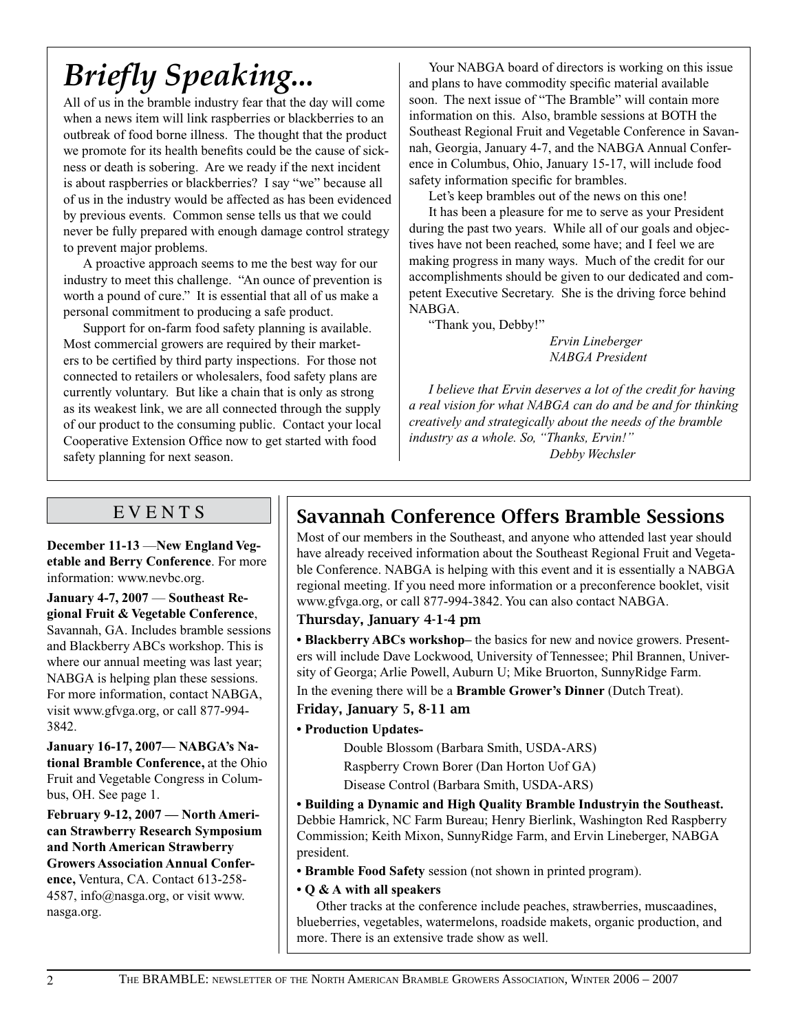# *Briefly Speaking...*

All of us in the bramble industry fear that the day will come when a news item will link raspberries or blackberries to an outbreak of food borne illness. The thought that the product we promote for its health benefits could be the cause of sickness or death is sobering. Are we ready if the next incident is about raspberries or blackberries? I say "we" because all of us in the industry would be affected as has been evidenced by previous events. Common sense tells us that we could never be fully prepared with enough damage control strategy to prevent major problems.

A proactive approach seems to me the best way for our industry to meet this challenge. "An ounce of prevention is worth a pound of cure." It is essential that all of us make a personal commitment to producing a safe product.

Support for on-farm food safety planning is available. Most commercial growers are required by their marketers to be certified by third party inspections. For those not connected to retailers or wholesalers, food safety plans are currently voluntary. But like a chain that is only as strong as its weakest link, we are all connected through the supply of our product to the consuming public. Contact your local Cooperative Extension Office now to get started with food safety planning for next season.

Your NABGA board of directors is working on this issue and plans to have commodity specific material available soon. The next issue of "The Bramble" will contain more information on this. Also, bramble sessions at BOTH the Southeast Regional Fruit and Vegetable Conference in Savannah, Georgia, January 4-7, and the NABGA Annual Conference in Columbus, Ohio, January 15-17, will include food safety information specific for brambles.

Let's keep brambles out of the news on this one!

It has been a pleasure for me to serve as your President during the past two years. While all of our goals and objectives have not been reached, some have; and I feel we are making progress in many ways. Much of the credit for our accomplishments should be given to our dedicated and competent Executive Secretary. She is the driving force behind NABGA.

"Thank you, Debby!"

*Ervin Lineberger*
*NABGA President*

*I believe that Ervin deserves a lot of the credit for having a real vision for what NABGA can do and be and for thinking creatively and strategically about the needs of the bramble industry as a whole. So, "Thanks, Ervin!"*

*Debby Wechsler*

## EVENTS

**December 11-13** —**New England Vegetable and Berry Conference**. For more information: www.nevbc.org.

**January 4-7, 2007** — **Southeast Regional Fruit & Vegetable Conference**, Savannah, GA. Includes bramble sessions and Blackberry ABCs workshop. This is where our annual meeting was last year; NABGA is helping plan these sessions. For more information, contact NABGA, visit www.gfvga.org, or call 877-994-3842.

**January 16-17, 2007— NABGA's National Bramble Conference,** at the Ohio Fruit and Vegetable Congress in Columbus, OH. See page 1.

**February 9-12, 2007 — North American Strawberry Research Symposium and North American Strawberry Growers Association Annual Conference,** Ventura, CA. Contact 613-258-4587, info@nasga.org, or visit www.nasga.org.

## Savannah Conference Offers Bramble Sessions

Most of our members in the Southeast, and anyone who attended last year should have already received information about the Southeast Regional Fruit and Vegetable Conference. NABGA is helping with this event and it is essentially a NABGA regional meeting. If you need more information or a preconference booklet, visit www.gfvga.org, or call 877-994-3842. You can also contact NABGA.

### Thursday, January 4-1-4 pm

• **Blackberry ABCs workshop–** the basics for new and novice growers. Presenters will include Dave Lockwood, University of Tennessee; Phil Brannen, University of Georga; Arlie Powell, Auburn U; Mike Bruorton, SunnyRidge Farm.

In the evening there will be a **Bramble Grower's Dinner** (Dutch Treat).

### Friday, January 5, 8-11 am

• **Production Updates-**

Double Blossom (Barbara Smith, USDA-ARS)
Raspberry Crown Borer (Dan Horton Uof GA)
Disease Control (Barbara Smith, USDA-ARS)

• **Building a Dynamic and High Quality Bramble Industryin the Southeast.** Debbie Hamrick, NC Farm Bureau; Henry Bierlink, Washington Red Raspberry Commission; Keith Mixon, SunnyRidge Farm, and Ervin Lineberger, NABGA president.

• **Bramble Food Safety** session (not shown in printed program).

• **Q & A with all speakers**

Other tracks at the conference include peaches, strawberries, muscaadines, blueberries, vegetables, watermelons, roadside makets, organic production, and more. There is an extensive trade show as well.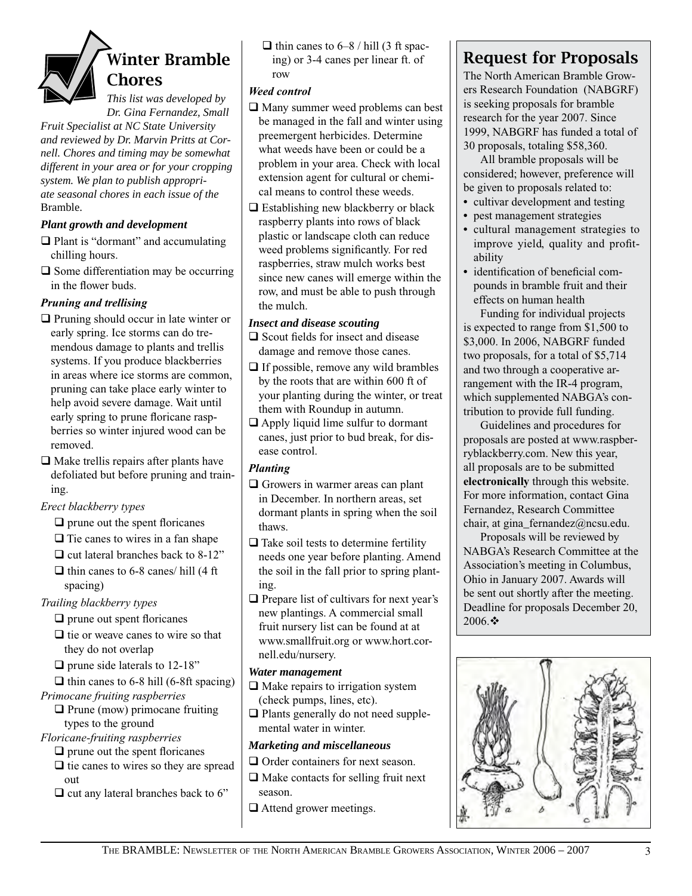## Winter Bramble Chores

*This list was developed by Dr. Gina Fernandez, Small Fruit Specialist at NC State University and reviewed by Dr. Marvin Pritts at Cornell. Chores and timing may be somewhat different in your area or for your cropping system. We plan to publish appropriate seasonal chores in each issue of the* Bramble.

### *Plant growth and development*

- ❑ Plant is "dormant" and accumulating chilling hours.
- ❑ Some differentiation may be occurring in the flower buds.

### *Pruning and trellising*

- ❑ Pruning should occur in late winter or early spring. Ice storms can do tremendous damage to plants and trellis systems. If you produce blackberries in areas where ice storms are common, pruning can take place early winter to help avoid severe damage. Wait until early spring to prune floricane raspberries so winter injured wood can be removed.
- ❑ Make trellis repairs after plants have defoliated but before pruning and training.

*Erect blackberry types*

- ❑ prune out the spent floricanes
- ❑ Tie canes to wires in a fan shape
- ❑ cut lateral branches back to 8-12"
- ❑ thin canes to 6-8 canes/ hill (4 ft spacing)

*Trailing blackberry types*

- ❑ prune out spent floricanes
- ❑ tie or weave canes to wire so that they do not overlap
- ❑ prune side laterals to 12-18"
- ❑ thin canes to 6-8 hill (6-8ft spacing)

*Primocane fruiting raspberries*

- ❑ Prune (mow) primocane fruiting types to the ground

*Floricane-fruiting raspberries*

- ❑ prune out the spent floricanes
- ❑ tie canes to wires so they are spread out
- ❑ cut any lateral branches back to 6"
- ❑ thin canes to 6–8 / hill (3 ft spacing) or 3-4 canes per linear ft. of row

### *Weed control*

- ❑ Many summer weed problems can best be managed in the fall and winter using preemergent herbicides. Determine what weeds have been or could be a problem in your area. Check with local extension agent for cultural or chemical means to control these weeds.
- ❑ Establishing new blackberry or black raspberry plants into rows of black plastic or landscape cloth can reduce weed problems significantly. For red raspberries, straw mulch works best since new canes will emerge within the row, and must be able to push through the mulch.

### *Insect and disease scouting*

- ❑ Scout fields for insect and disease damage and remove those canes.
- ❑ If possible, remove any wild brambles by the roots that are within 600 ft of your planting during the winter, or treat them with Roundup in autumn.
- ❑ Apply liquid lime sulfur to dormant canes, just prior to bud break, for disease control.

### *Planting*

- ❑ Growers in warmer areas can plant in December. In northern areas, set dormant plants in spring when the soil thaws.
- ❑ Take soil tests to determine fertility needs one year before planting. Amend the soil in the fall prior to spring planting.
- ❑ Prepare list of cultivars for next year's new plantings. A commercial small fruit nursery list can be found at at www.smallfruit.org or www.hort.cornell.edu/nursery.

### *Water management*

- ❑ Make repairs to irrigation system (check pumps, lines, etc).
- ❑ Plants generally do not need supplemental water in winter.

### *Marketing and miscellaneous*

- ❑ Order containers for next season.
- ❑ Make contacts for selling fruit next season.
- ❑ Attend grower meetings.

## Request for Proposals

The North American Bramble Growers Research Foundation (NABGRF) is seeking proposals for bramble research for the year 2007. Since 1999, NABGRF has funded a total of 30 proposals, totaling $58,360.

All bramble proposals will be considered; however, preference will be given to proposals related to:

- cultivar development and testing
- pest management strategies
- cultural management strategies to improve yield, quality and profitability
- identification of beneficial compounds in bramble fruit and their effects on human health

Funding for individual projects is expected to range from $1,500 to $3,000. In 2006, NABGRF funded two proposals, for a total of $5,714 and two through a cooperative arrangement with the IR-4 program, which supplemented NABGA's contribution to provide full funding.

Guidelines and procedures for proposals are posted at www.raspberryblackberry.com. New this year, all proposals are to be submitted **electronically** through this website. For more information, contact Gina Fernandez, Research Committee chair, at gina_fernandez@ncsu.edu.

Proposals will be reviewed by NABGA's Research Committee at the Association's meeting in Columbus, Ohio in January 2007. Awards will be sent out shortly after the meeting. Deadline for proposals December 20, 2006.❖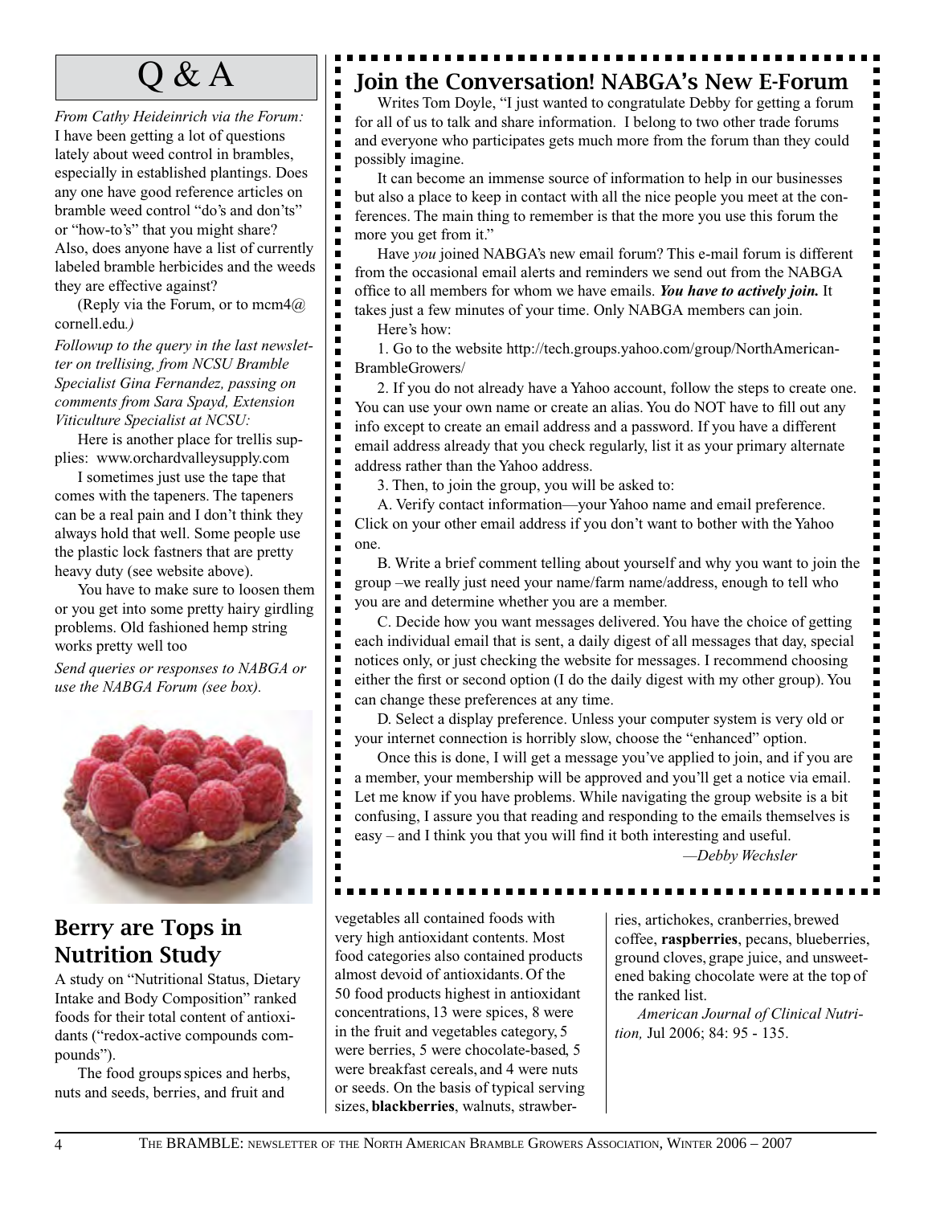# Q & A

*From Cathy Heideinrich via the Forum:* I have been getting a lot of questions lately about weed control in brambles, especially in established plantings. Does any one have good reference articles on bramble weed control "do's and don'ts" or "how-to's" that you might share? Also, does anyone have a list of currently labeled bramble herbicides and the weeds they are effective against?

(Reply via the Forum, or to mcm4@cornell.edu*.)*

*Followup to the query in the last newsletter on trellising, from NCSU Bramble Specialist Gina Fernandez, passing on comments from Sara Spayd, Extension Viticulture Specialist at NCSU:*

Here is another place for trellis supplies: www.orchardvalleysupply.com

I sometimes just use the tape that comes with the tapeners. The tapeners can be a real pain and I don't think they always hold that well. Some people use the plastic lock fastners that are pretty heavy duty (see website above).

You have to make sure to loosen them or you get into some pretty hairy girdling problems. Old fashioned hemp string works pretty well too

*Send queries or responses to NABGA or use the NABGA Forum (see box).*

## Join the Conversation! NABGA's New E-Forum

Writes Tom Doyle, "I just wanted to congratulate Debby for getting a forum for all of us to talk and share information. I belong to two other trade forums and everyone who participates gets much more from the forum than they could possibly imagine.

It can become an immense source of information to help in our businesses but also a place to keep in contact with all the nice people you meet at the conferences. The main thing to remember is that the more you use this forum the more you get from it."

Have *you* joined NABGA's new email forum? This e-mail forum is different from the occasional email alerts and reminders we send out from the NABGA office to all members for whom we have emails. ***You have to actively join.*** It takes just a few minutes of your time. Only NABGA members can join.

Here's how:

1. Go to the website http://tech.groups.yahoo.com/group/NorthAmerican-BrambleGrowers/

2. If you do not already have a Yahoo account, follow the steps to create one. You can use your own name or create an alias. You do NOT have to fill out any info except to create an email address and a password. If you have a different email address already that you check regularly, list it as your primary alternate address rather than the Yahoo address.

3. Then, to join the group, you will be asked to:

A. Verify contact information—your Yahoo name and email preference. Click on your other email address if you don't want to bother with the Yahoo one.

B. Write a brief comment telling about yourself and why you want to join the group –we really just need your name/farm name/address, enough to tell who you are and determine whether you are a member.

C. Decide how you want messages delivered. You have the choice of getting each individual email that is sent, a daily digest of all messages that day, special notices only, or just checking the website for messages. I recommend choosing either the first or second option (I do the daily digest with my other group). You can change these preferences at any time.

D. Select a display preference. Unless your computer system is very old or your internet connection is horribly slow, choose the "enhanced" option.

Once this is done, I will get a message you've applied to join, and if you are a member, your membership will be approved and you'll get a notice via email. Let me know if you have problems. While navigating the group website is a bit confusing, I assure you that reading and responding to the emails themselves is easy – and I think you that you will find it both interesting and useful.

*—Debby Wechsler*

## Berry are Tops in Nutrition Study

A study on "Nutritional Status, Dietary Intake and Body Composition" ranked foods for their total content of antioxidants ("redox-active compounds compounds").

The food groups spices and herbs, nuts and seeds, berries, and fruit and vegetables all contained foods with very high antioxidant contents. Most food categories also contained products almost devoid of antioxidants. Of the 50 food products highest in antioxidant concentrations, 13 were spices, 8 were in the fruit and vegetables category, 5 were berries, 5 were chocolate-based, 5 were breakfast cereals, and 4 were nuts or seeds. On the basis of typical serving sizes, **blackberries**, walnuts, strawberries, artichokes, cranberries, brewed coffee, **raspberries**, pecans, blueberries, ground cloves, grape juice, and unsweetened baking chocolate were at the top of the ranked list.

*American Journal of Clinical Nutrition,* Jul 2006; 84: 95 - 135.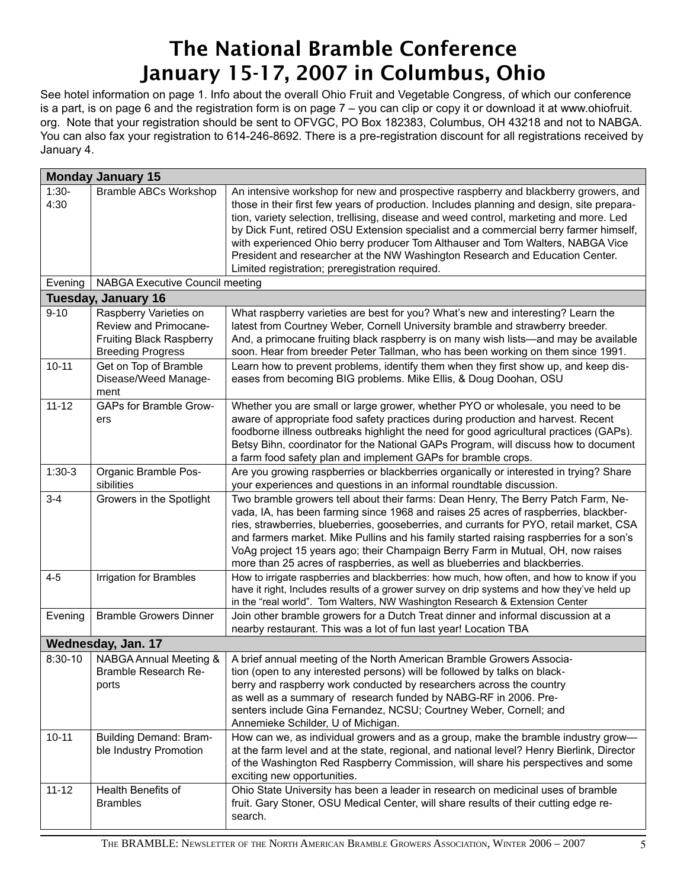# The National Bramble Conference
# January 15-17, 2007 in Columbus, Ohio

See hotel information on page 1. Info about the overall Ohio Fruit and Vegetable Congress, of which our conference is a part, is on page 6 and the registration form is on page 7 – you can clip or copy it or download it at www.ohiofruit.org. Note that your registration should be sent to OFVGC, PO Box 182383, Columbus, OH 43218 and not to NABGA. You can also fax your registration to 614-246-8692. There is a pre-registration discount for all registrations received by January 4.

| **Monday January 15** | | |
|---|---|---|
| 1:30-4:30 | Bramble ABCs Workshop | An intensive workshop for new and prospective raspberry and blackberry growers, and those in their first few years of production. Includes planning and design, site preparation, variety selection, trellising, disease and weed control, marketing and more. Led by Dick Funt, retired OSU Extension specialist and a commercial berry farmer himself, with experienced Ohio berry producer Tom Althauser and Tom Walters, NABGA Vice President and researcher at the NW Washington Research and Education Center. Limited registration; preregistration required. |
| Evening | NABGA Executive Council meeting | |
| **Tuesday, January 16** | | |
| 9-10 | Raspberry Varieties on Review and Primocane-Fruiting Black Raspberry Breeding Progress | What raspberry varieties are best for you? What's new and interesting? Learn the latest from Courtney Weber, Cornell University bramble and strawberry breeder. And, a primocane fruiting black raspberry is on many wish lists—and may be available soon. Hear from breeder Peter Tallman, who has been working on them since 1991. |
| 10-11 | Get on Top of Bramble Disease/Weed Management | Learn how to prevent problems, identify them when they first show up, and keep diseases from becoming BIG problems. Mike Ellis, & Doug Doohan, OSU |
| 11-12 | GAPs for Bramble Growers | Whether you are small or large grower, whether PYO or wholesale, you need to be aware of appropriate food safety practices during production and harvest. Recent foodborne illness outbreaks highlight the need for good agricultural practices (GAPs). Betsy Bihn, coordinator for the National GAPs Program, will discuss how to document a farm food safety plan and implement GAPs for bramble crops. |
| 1:30-3 | Organic Bramble Possibilities | Are you growing raspberries or blackberries organically or interested in trying? Share your experiences and questions in an informal roundtable discussion. |
| 3-4 | Growers in the Spotlight | Two bramble growers tell about their farms: Dean Henry, The Berry Patch Farm, Nevada, IA, has been farming since 1968 and raises 25 acres of raspberries, blackberries, strawberries, blueberries, gooseberries, and currants for PYO, retail market, CSA and farmers market. Mike Pullins and his family started raising raspberries for a son's VoAg project 15 years ago; their Champaign Berry Farm in Mutual, OH, now raises more than 25 acres of raspberries, as well as blueberries and blackberries. |
| 4-5 | Irrigation for Brambles | How to irrigate raspberries and blackberries: how much, how often, and how to know if you have it right, Includes results of a grower survey on drip systems and how they've held up in the "real world". Tom Walters, NW Washington Research & Extension Center |
| Evening | Bramble Growers Dinner | Join other bramble growers for a Dutch Treat dinner and informal discussion at a nearby restaurant. This was a lot of fun last year! Location TBA |
| **Wednesday, Jan. 17** | | |
| 8:30-10 | NABGA Annual Meeting & Bramble Research Reports | A brief annual meeting of the North American Bramble Growers Association (open to any interested persons) will be followed by talks on blackberry and raspberry work conducted by researchers across the country as well as a summary of research funded by NABG-RF in 2006. Presenters include Gina Fernandez, NCSU; Courtney Weber, Cornell; and Annemieke Schilder, U of Michigan. |
| 10-11 | Building Demand: Bramble Industry Promotion | How can we, as individual growers and as a group, make the bramble industry grow—at the farm level and at the state, regional, and national level? Henry Bierlink, Director of the Washington Red Raspberry Commission, will share his perspectives and some exciting new opportunities. |
| 11-12 | Health Benefits of Brambles | Ohio State University has been a leader in research on medicinal uses of bramble fruit. Gary Stoner, OSU Medical Center, will share results of their cutting edge research. |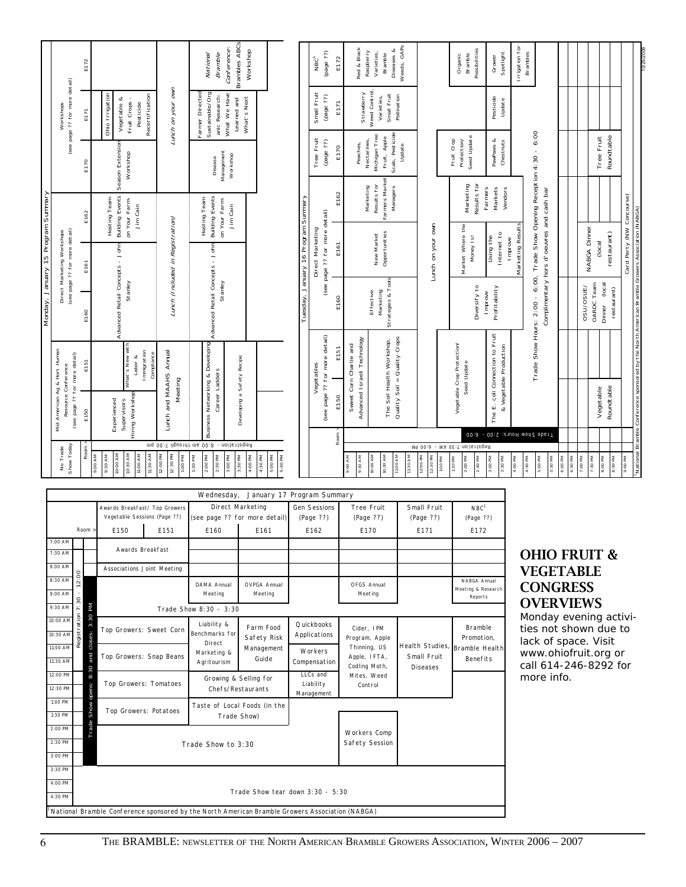## Monday, January 15 Program Summary

| No Trade Show Today | Mid American Ag & Hort Human Resource Conference (see page ?? for more detail) | | Direct Marketing Workshops (see page ?? for more detail) | | | Workshops (see page ?? for more detail) | | |
|---|---|---|---|---|---|---|---|---|
| Room > | E150 | E151 | E160 | E161 | E162 | E170 | E171 | E172 |
| 9:00 AM – 11:30 AM | Experienced Supervisors Hiring Workshop | What's New with Labor & Immigration Compliance | Advanced Retail Concepts - John Stanley | | Hosting Team Building Events on Your Farm Jim Cain | Season Extension Workshop | Ohio Irrigation; Vegetable & Fruit Crops - Pesticide Recertification | |
| 12:00 PM – 1:00 PM | Lunch and MAAHS Annual Meeting | | Lunch (included in Registration) | | | | Lunch on your own | |
| 1:30 PM – 3:00 PM | Business Networking & Developing Career Ladders | | Advanced Retail Concepts - John Stanley | | Hosting Team Building Events on Your Farm Jim Cain | Disease Management Workshop | Farmer Directed Sustainable/Organic Research: What We Have Learned and What's Next | *National Bramble Conference:* Brambles ABCs Workshop |
| 3:00 PM – 3:30 PM | Developing a Safety Recipe | | | | | | | |

Registration - 8:00 am through 7:00 pm

## Tuesday, January 16 Program Summary

| | Vegetables (see page ?? for more detail) | | Direct Marketing (see page ?? for more detail) | | | Tree Fruit (page ??) | Small Fruit (page ??) | NBC[1] (page ??) |
|---|---|---|---|---|---|---|---|---|
| Room > | E150 | E151 | E160 | E161 | E162 | E170 | E171 | E172 |
| 9:00 AM – 9:30 AM | Sweet Corn Charlie and Advanced Israeli Technology | | Effective Marketing Strategies & Tools | New Market Opportunities | Marketing Results for Farmers Market Managers | Peaches, Nectarines, Michigan Tree Fruit, Apple Scab, Pesticide Update | Strawberry Weed Control, Varieties, Small Fruit Pollination | Red & Black Raspberry Varieties, Bramble Diseases & Weeds, GAPs |
| 10:00 AM – 11:00 AM | The Soil Health Workshop, Quality Soil = Quality Crops | | | | | | | |
| 12:00 PM – 1:00 PM | | | | Lunch on your own | | | | |
| 1:30 PM – 2:30 PM | Vegetable Crop Protection/ Seed Update | | Diversify to Improve Profitability | Market Where the Money Is! | Marketing Results for Farmers Markets Vendors | Fruit Crop Protection/ Seed Update | | Organic Bramble Possibilities |
| 3:00 PM | The E. coli Connection to Fruit & Vegetable Production | | | Using the Internet to Improve Marketing Results | | PawPaws & Chestnuts | Pesticide Update | Grower Spotlight |
| 4:00 PM | | | | | | | | Irrigation for Brambles |
| 4:30 PM – 6:00 PM | Trade Show Hours: 2:00 - 6:00, Trade Show Opening Reception 4:30 - 6:00 Complimentary hors d'oeuvres and cash bar | | | | | | | |
| 7:00 PM – 8:30 PM | Vegetable Roundtable | | OSU/OSUE/ OARDC Team Dinner (local restaurant) | NABGA Dinner (local restaurant) | | Tree Fruit Roundtable | | |
| 9:00 PM | | | | Card Party (NW Concourse) | | | | |

Registration 7:30 AM - 6:00 PM; Trade Show Hours: 2:00 - 6:00

[1]National Bramble Conference sponsored by the North American Bramble Growers Association (NABGA)

## Wednesday, January 17 Program Summary

Registration 7:30 - 12:00; Trade Show opens: 8:30 and closes: 3:30 PM

| | Awards Breakfast/ Top Growers Vegetable Sessions (Page ??) | | Direct Marketing (see page ?? for more detail) | | Gen Sessions (Page ??) | Tree Fruit (Page ??) | Small Fruit (Page ??) | NBC[1] (Page ??) |
|---|---|---|---|---|---|---|---|---|
| Room > | E150 | E151 | E160 | E161 | E162 | E170 | E171 | E172 |
| 7:00 AM – 7:30 AM | Awards Breakfast | | | | | | | |
| 8:00 AM | Associations Joint Meeting | | | | | | | |
| 8:30 AM – 9:00 AM | | | DAMA Annual Meeting | OVPGA Annual Meeting | | OFGS Annual Meeting | | NABGA Annual Meeting & Research Reports |
| 9:30 AM | Trade Show 8:30 - 3:30 | | | | | | | |
| 10:00 AM – 10:30 AM | Top Growers: Sweet Corn | | Liability & Benchmarks for Direct Marketing & Agritourism | Farm Food Safety Risk Management Guide | Quickbooks Applications | Cider, IPM Program, Apple Thinning, US Apple, IFTA, Codling Moth, Mites, Weed Control | Health Studies, Small Fruit Diseases | Bramble Promotion, Bramble Health Benefits |
| 11:00 AM – 11:30 AM | Top Growers: Snap Beans | | | | Workers Compensation | | | |
| 12:00 PM – 12:30 PM | Top Growers: Tomatoes | | Growing & Selling for Chefs/Restaurants | | LLCs and Liability Management | | | |
| 1:00 PM – 1:30 PM | Top Growers: Potatoes | | Taste of Local Foods (in the Trade Show) | | | | | |
| 2:00 PM – 3:00 PM | Trade Show to 3:30 | | | | | Workers Comp Safety Session | | |
| 3:30 PM – 4:30 PM | Trade Show tear down 3:30 - 5:30 | | | | | | | |

[1]National Bramble Conference sponsored by the North American Bramble Growers Association (NABGA)

## OHIO FRUIT & VEGETABLE CONGRESS OVERVIEWS

Monday evening activities not shown due to lack of space. Visit www.ohiofruit.org or call 614-246-8292 for more info.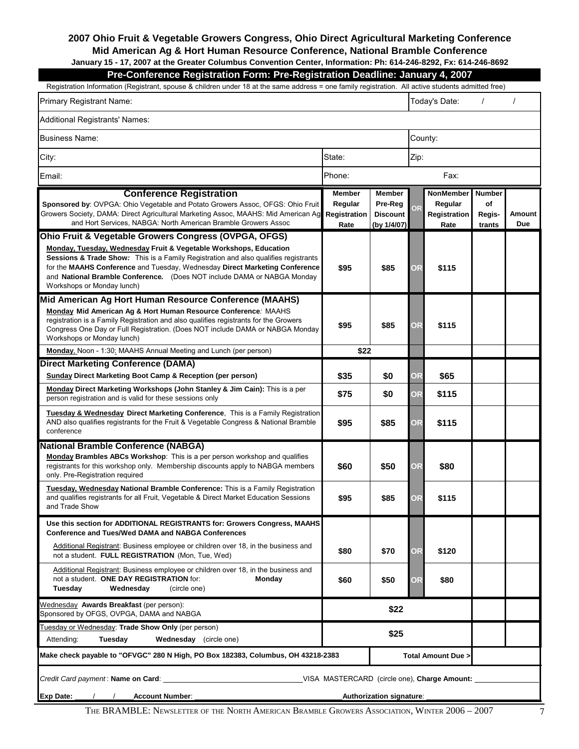**2007 Ohio Fruit & Vegetable Growers Congress, Ohio Direct Agricultural Marketing Conference**
**Mid American Ag & Hort Human Resource Conference, National Bramble Conference**
**January 15 - 17, 2007 at the Greater Columbus Convention Center, Information: Ph: 614-246-8292, Fx: 614-246-8692**

## Pre-Conference Registration Form: Pre-Registration Deadline: January 4, 2007

Registration Information (Registrant, spouse & children under 18 at the same address = one family registration. All active students admitted free)

| | | |
|---|---|---|
| Primary Registrant Name: | | Today's Date: / / |
| Additional Registrants' Names: | | |
| Business Name: | | County: |
| City: | State: | Zip: |
| Email: | Phone: | Fax: |

| **Conference Registration** Sponsored by: OVPGA: Ohio Vegetable and Potato Growers Assoc, OFGS: Ohio Fruit Growers Society, DAMA: Direct Agricultural Marketing Assoc, MAAHS: Mid American Ag and Hort Services, NABGA: North American Bramble Growers Assoc | Member Regular Registration Rate | Member Pre-Reg Discount (by 1/4/07) | OR | NonMember Regular Registration Rate | Number of Regis-trants | Amount Due |
|---|---|---|---|---|---|---|
| **Ohio Fruit & Vegetable Growers Congress (OVPGA, OFGS)** | | | | | | |
| **Monday, Tuesday, Wednesday Fruit & Vegetable Workshops, Education Sessions & Trade Show:** This is a Family Registration and also qualifies registrants for the **MAAHS Conference** and Tuesday, Wednesday **Direct Marketing Conference** and **National Bramble Conference.** (Does NOT include DAMA or NABGA Monday Workshops or Monday lunch) | $95 | $85 | OR | $115 | | |
| **Mid American Ag Hort Human Resource Conference (MAAHS)** | | | | | | |
| **Monday Mid American Ag & Hort Human Resource Conference:** MAAHS registration is a Family Registration and also qualifies registrants for the Growers Congress One Day or Full Registration. (Does NOT include DAMA or NABGA Monday Workshops or Monday lunch) | $95 | $85 | OR | $115 | | |
| **Monday**, Noon - 1:30: MAAHS Annual Meeting and Lunch (per person) | $22 | | | | | |
| **Direct Marketing Conference (DAMA)** | | | | | | |
| **Sunday Direct Marketing Boot Camp & Reception (per person)** | $35 | $0 | OR | $65 | | |
| **Monday Direct Marketing Workshops (John Stanley & Jim Cain):** This is a per person registration and is valid for these sessions only | $75 | $0 | OR | $115 | | |
| **Tuesday & Wednesday Direct Marketing Conference**, This is a Family Registration AND also qualifies registrants for the Fruit & Vegetable Congress & National Bramble conference | $95 | $85 | OR | $115 | | |
| **National Bramble Conference (NABGA)** | | | | | | |
| **Monday Brambles ABCs Workshop**: This is a per person workshop and qualifies registrants for this workshop only. Membership discounts apply to NABGA members only. Pre-Registration required | $60 | $50 | OR | $80 | | |
| **Tuesday, Wednesday National Bramble Conference:** This is a Family Registration and qualifies registrants for all Fruit, Vegetable & Direct Market Education Sessions and Trade Show | $95 | $85 | OR | $115 | | |
| **Use this section for ADDITIONAL REGISTRANTS for: Growers Congress, MAAHS Conference and Tues/Wed DAMA and NABGA Conferences** | | | | | | |
| Additional Registrant: Business employee or children over 18, in the business and not a student. **FULL REGISTRATION** (Mon, Tue, Wed) | $80 | $70 | OR | $120 | | |
| Additional Registrant: Business employee or children over 18, in the business and not a student. **ONE DAY REGISTRATION** for: **Monday Tuesday Wednesday** (circle one) | $60 | $50 | OR | $80 | | |
| Wednesday **Awards Breakfast** (per person): Sponsored by OFGS, OVPGA, DAMA and NABGA | $22 | | | | | |
| Tuesday or Wednesday: **Trade Show Only** (per person) Attending: **Tuesday Wednesday** (circle one) | $25 | | | | | |
| **Make check payable to "OFVGC" 280 N High, PO Box 182383, Columbus, OH 43218-2383** | | **Total Amount Due >** | | | | |

*Credit Card payment* : **Name on Card**: ______________________ VISA MASTERCARD (circle one), **Charge Amount:** ____________

**Exp Date:** ___/___/___ **Account Number**: ______________________ **Authorization signature**: ____________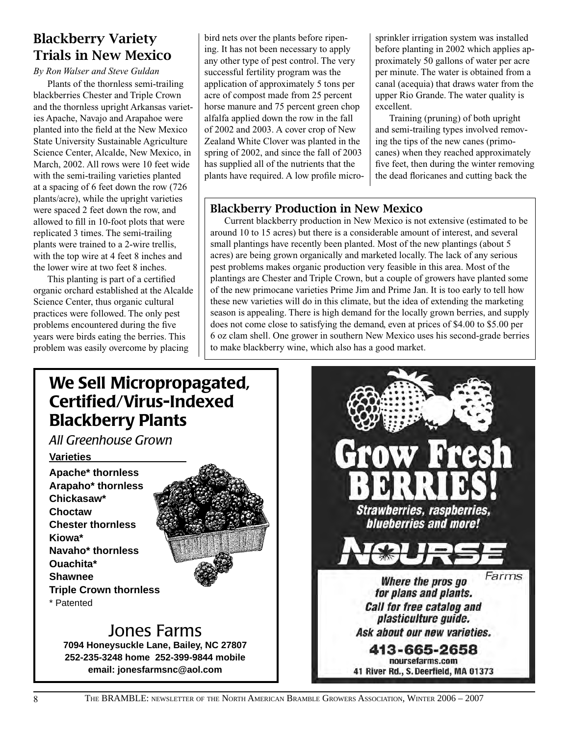## Blackberry Variety Trials in New Mexico

*By Ron Walser and Steve Guldan*

Plants of the thornless semi-trailing blackberries Chester and Triple Crown and the thornless upright Arkansas varieties Apache, Navajo and Arapahoe were planted into the field at the New Mexico State University Sustainable Agriculture Science Center, Alcalde, New Mexico, in March, 2002. All rows were 10 feet wide with the semi-trailing varieties planted at a spacing of 6 feet down the row (726 plants/acre), while the upright varieties were spaced 2 feet down the row, and allowed to fill in 10-foot plots that were replicated 3 times. The semi-trailing plants were trained to a 2-wire trellis, with the top wire at 4 feet 8 inches and the lower wire at two feet 8 inches.

This planting is part of a certified organic orchard established at the Alcalde Science Center, thus organic cultural practices were followed. The only pest problems encountered during the five years were birds eating the berries. This problem was easily overcome by placing bird nets over the plants before ripening. It has not been necessary to apply any other type of pest control. The very successful fertility program was the application of approximately 5 tons per acre of compost made from 25 percent horse manure and 75 percent green chop alfalfa applied down the row in the fall of 2002 and 2003. A cover crop of New Zealand White Clover was planted in the spring of 2002, and since the fall of 2003 has supplied all of the nutrients that the plants have required. A low profile micro-sprinkler irrigation system was installed before planting in 2002 which applies approximately 50 gallons of water per acre per minute. The water is obtained from a canal (acequia) that draws water from the upper Rio Grande. The water quality is excellent.

Training (pruning) of both upright and semi-trailing types involved removing the tips of the new canes (primocanes) when they reached approximately five feet, then during the winter removing the dead floricanes and cutting back the

### Blackberry Production in New Mexico

Current blackberry production in New Mexico is not extensive (estimated to be around 10 to 15 acres) but there is a considerable amount of interest, and several small plantings have recently been planted. Most of the new plantings (about 5 acres) are being grown organically and marketed locally. The lack of any serious pest problems makes organic production very feasible in this area. Most of the plantings are Chester and Triple Crown, but a couple of growers have planted some of the new primocane varieties Prime Jim and Prime Jan. It is too early to tell how these new varieties will do in this climate, but the idea of extending the marketing season is appealing. There is high demand for the locally grown berries, and supply does not come close to satisfying the demand, even at prices of $4.00 to $5.00 per 6 oz clam shell. One grower in southern New Mexico uses his second-grade berries to make blackberry wine, which also has a good market.

---

**We Sell Micropropagated, Certified/Virus-Indexed Blackberry Plants**

*All Greenhouse Grown*

**Varieties**

**Apache\* thornless**
**Arapaho\* thornless**
**Chickasaw\***
**Choctaw**
**Chester thornless**
**Kiowa\***
**Navaho\* thornless**
**Ouachita\***
**Shawnee**
**Triple Crown thornless**
\* Patented

Jones Farms
**7094 Honeysuckle Lane, Bailey, NC 27807**
**252-235-3248 home 252-399-9844 mobile**
**email: jonesfarmsnc@aol.com**

---

**Grow Fresh BERRIES!**

*Strawberries, raspberries, blueberries and more!*

NOURSE Farms

*Where the pros go for plans and plants.*
*Call for free catalog and plasticulture guide.*
*Ask about our new varieties.*

**413-665-2658**
noursefarms.com
41 River Rd., S. Deerfield, MA 01373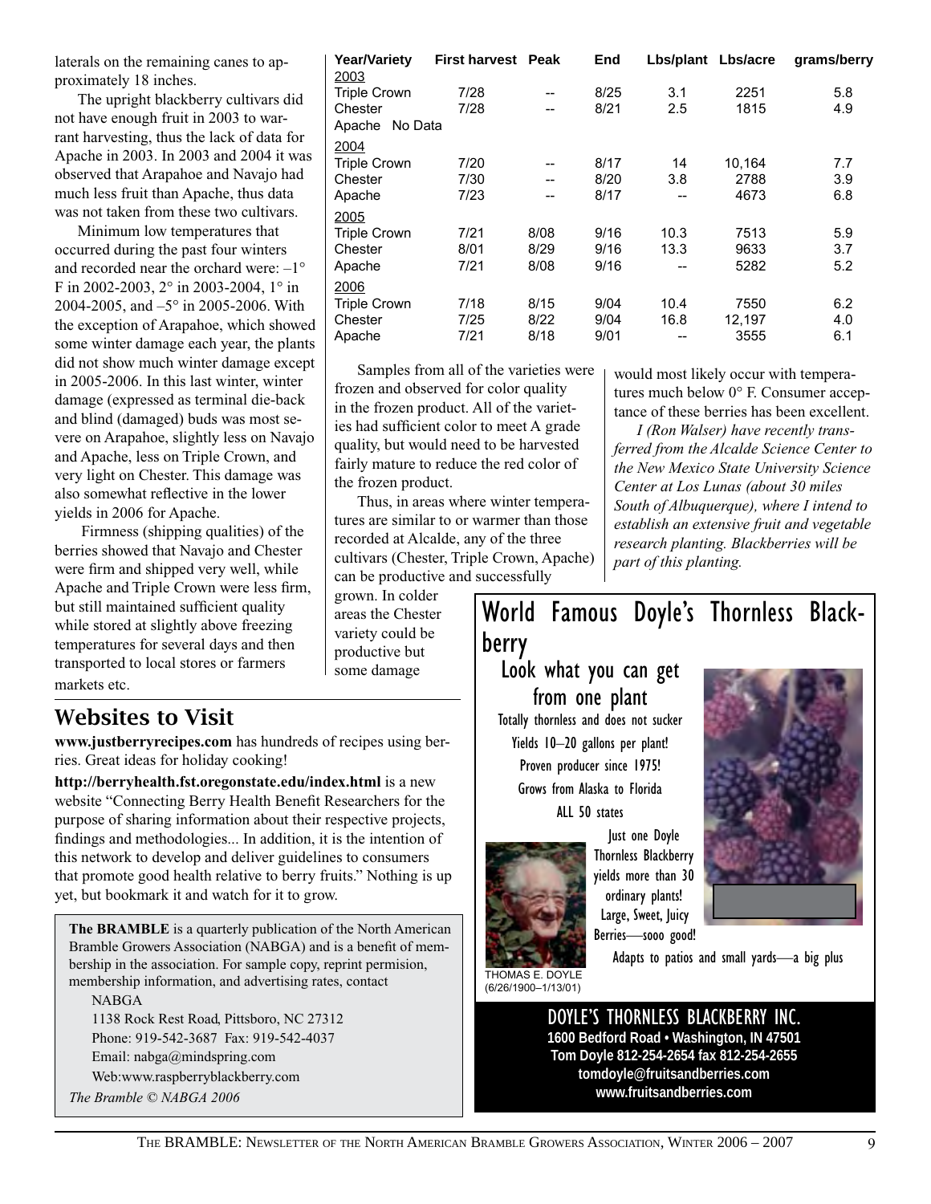laterals on the remaining canes to approximately 18 inches.

The upright blackberry cultivars did not have enough fruit in 2003 to warrant harvesting, thus the lack of data for Apache in 2003. In 2003 and 2004 it was observed that Arapahoe and Navajo had much less fruit than Apache, thus data was not taken from these two cultivars.

Minimum low temperatures that occurred during the past four winters and recorded near the orchard were: –1° F in 2002-2003, 2° in 2003-2004, 1° in 2004-2005, and –5° in 2005-2006. With the exception of Arapahoe, which showed some winter damage each year, the plants did not show much winter damage except in 2005-2006. In this last winter, winter damage (expressed as terminal die-back and blind (damaged) buds was most severe on Arapahoe, slightly less on Navajo and Apache, less on Triple Crown, and very light on Chester. This damage was also somewhat reflective in the lower yields in 2006 for Apache.

Firmness (shipping qualities) of the berries showed that Navajo and Chester were firm and shipped very well, while Apache and Triple Crown were less firm, but still maintained sufficient quality while stored at slightly above freezing temperatures for several days and then transported to local stores or farmers markets etc.

| Year/Variety | First harvest | Peak | End | Lbs/plant | Lbs/acre | grams/berry |
|---|---|---|---|---|---|---|
| 2003 | | | | | | |
| Triple Crown | 7/28 | -- | 8/25 | 3.1 | 2251 | 5.8 |
| Chester | 7/28 | -- | 8/21 | 2.5 | 1815 | 4.9 |
| Apache No Data | | | | | | |
| 2004 | | | | | | |
| Triple Crown | 7/20 | -- | 8/17 | 14 | 10,164 | 7.7 |
| Chester | 7/30 | -- | 8/20 | 3.8 | 2788 | 3.9 |
| Apache | 7/23 | -- | 8/17 | -- | 4673 | 6.8 |
| 2005 | | | | | | |
| Triple Crown | 7/21 | 8/08 | 9/16 | 10.3 | 7513 | 5.9 |
| Chester | 8/01 | 8/29 | 9/16 | 13.3 | 9633 | 3.7 |
| Apache | 7/21 | 8/08 | 9/16 | -- | 5282 | 5.2 |
| 2006 | | | | | | |
| Triple Crown | 7/18 | 8/15 | 9/04 | 10.4 | 7550 | 6.2 |
| Chester | 7/25 | 8/22 | 9/04 | 16.8 | 12,197 | 4.0 |
| Apache | 7/21 | 8/18 | 9/01 | -- | 3555 | 6.1 |

Samples from all of the varieties were frozen and observed for color quality in the frozen product. All of the varieties had sufficient color to meet A grade quality, but would need to be harvested fairly mature to reduce the red color of the frozen product.

Thus, in areas where winter temperatures are similar to or warmer than those recorded at Alcalde, any of the three cultivars (Chester, Triple Crown, Apache) can be productive and successfully grown. In colder areas the Chester variety could be productive but some damage would most likely occur with temperatures much below 0° F. Consumer acceptance of these berries has been excellent.

*I (Ron Walser) have recently transferred from the Alcalde Science Center to the New Mexico State University Science Center at Los Lunas (about 30 miles South of Albuquerque), where I intend to establish an extensive fruit and vegetable research planting. Blackberries will be part of this planting.*

## Websites to Visit

**www.justberryrecipes.com** has hundreds of recipes using berries. Great ideas for holiday cooking!

**http://berryhealth.fst.oregonstate.edu/index.html** is a new website "Connecting Berry Health Benefit Researchers for the purpose of sharing information about their respective projects, findings and methodologies... In addition, it is the intention of this network to develop and deliver guidelines to consumers that promote good health relative to berry fruits." Nothing is up yet, but bookmark it and watch for it to grow.

**The BRAMBLE** is a quarterly publication of the North American Bramble Growers Association (NABGA) and is a benefit of membership in the association. For sample copy, reprint permision, membership information, and advertising rates, contact

NABGA
1138 Rock Rest Road, Pittsboro, NC 27312
Phone: 919-542-3687 Fax: 919-542-4037
Email: nabga@mindspring.com
Web:www.raspberryblackberry.com

*The Bramble © NABGA 2006*

## World Famous Doyle's Thornless Blackberry

Look what you can get from one plant

Totally thornless and does not sucker
Yields 10–20 gallons per plant!
Proven producer since 1975!
Grows from Alaska to Florida
ALL 50 states

Just one Doyle Thornless Blackberry yields more than 30 ordinary plants! Large, Sweet, Juicy Berries—sooo good!

Adapts to patios and small yards—a big plus

THOMAS E. DOYLE (6/26/1900–1/13/01)

**DOYLE'S THORNLESS BLACKBERRY INC.**
**1600 Bedford Road • Washington, IN 47501**
**Tom Doyle 812-254-2654 fax 812-254-2655**
**tomdoyle@fruitsandberries.com**
**www.fruitsandberries.com**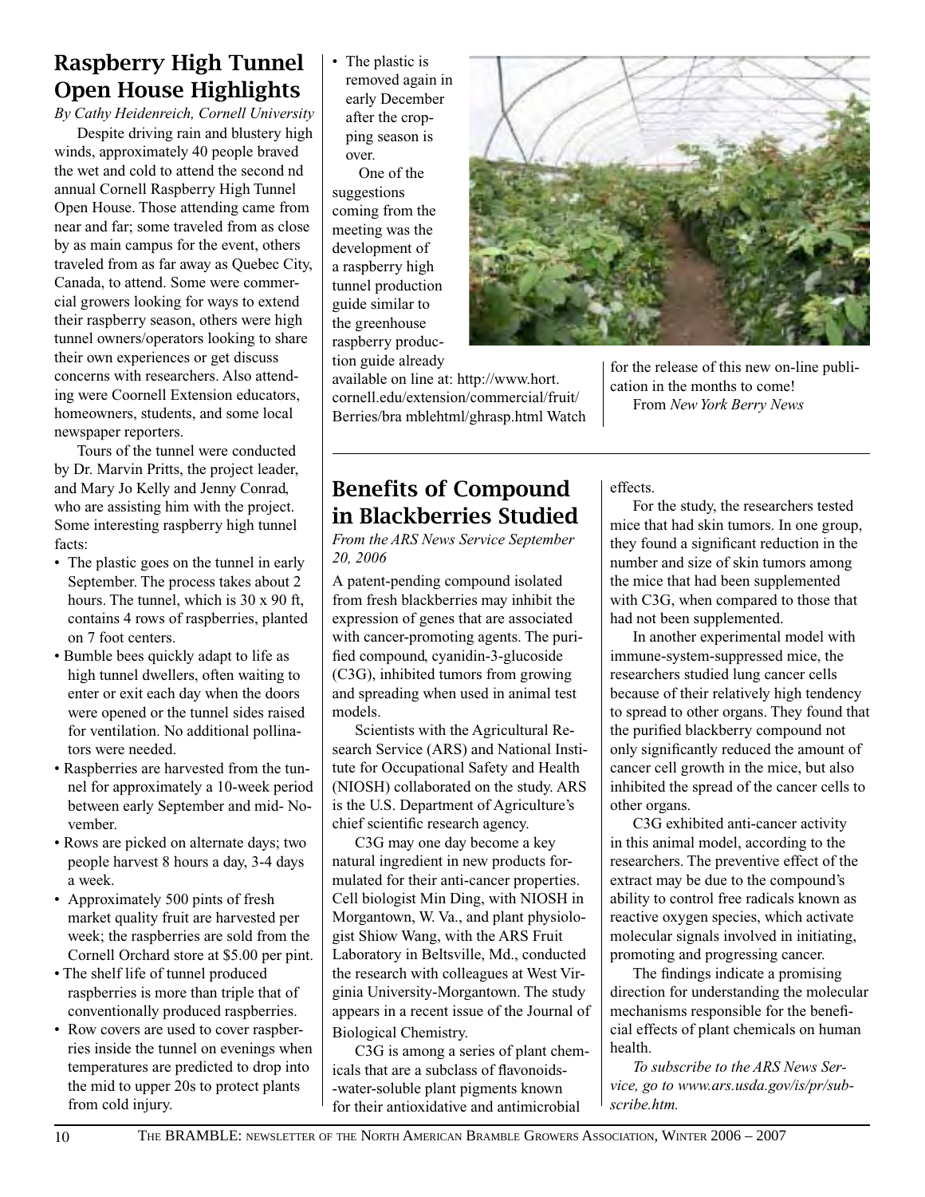## Raspberry High Tunnel Open House Highlights

*By Cathy Heidenreich, Cornell University*

Despite driving rain and blustery high winds, approximately 40 people braved the wet and cold to attend the second nd annual Cornell Raspberry High Tunnel Open House. Those attending came from near and far; some traveled from as close by as main campus for the event, others traveled from as far away as Quebec City, Canada, to attend. Some were commercial growers looking for ways to extend their raspberry season, others were high tunnel owners/operators looking to share their own experiences or get discuss concerns with researchers. Also attending were Coornell Extension educators, homeowners, students, and some local newspaper reporters.

Tours of the tunnel were conducted by Dr. Marvin Pritts, the project leader, and Mary Jo Kelly and Jenny Conrad, who are assisting him with the project. Some interesting raspberry high tunnel facts:

- The plastic goes on the tunnel in early September. The process takes about 2 hours. The tunnel, which is 30 x 90 ft, contains 4 rows of raspberries, planted on 7 foot centers.
- Bumble bees quickly adapt to life as high tunnel dwellers, often waiting to enter or exit each day when the doors were opened or the tunnel sides raised for ventilation. No additional pollinators were needed.
- Raspberries are harvested from the tunnel for approximately a 10-week period between early September and mid- November.
- Rows are picked on alternate days; two people harvest 8 hours a day, 3-4 days a week.
- Approximately 500 pints of fresh market quality fruit are harvested per week; the raspberries are sold from the Cornell Orchard store at $5.00 per pint.
- The shelf life of tunnel produced raspberries is more than triple that of conventionally produced raspberries.
- Row covers are used to cover raspberries inside the tunnel on evenings when temperatures are predicted to drop into the mid to upper 20s to protect plants from cold injury.
- The plastic is removed again in early December after the cropping season is over.

One of the suggestions coming from the meeting was the development of a raspberry high tunnel production guide similar to the greenhouse raspberry production guide already available on line at: http://www.hort.cornell.edu/extension/commercial/fruit/Berries/bra mblehtml/ghrasp.html Watch for the release of this new on-line publication in the months to come!

From *New York Berry News*

## Benefits of Compound in Blackberries Studied

*From the ARS News Service September 20, 2006*

A patent-pending compound isolated from fresh blackberries may inhibit the expression of genes that are associated with cancer-promoting agents. The purified compound, cyanidin-3-glucoside (C3G), inhibited tumors from growing and spreading when used in animal test models.

Scientists with the Agricultural Research Service (ARS) and National Institute for Occupational Safety and Health (NIOSH) collaborated on the study. ARS is the U.S. Department of Agriculture's chief scientific research agency.

C3G may one day become a key natural ingredient in new products formulated for their anti-cancer properties. Cell biologist Min Ding, with NIOSH in Morgantown, W. Va., and plant physiologist Shiow Wang, with the ARS Fruit Laboratory in Beltsville, Md., conducted the research with colleagues at West Virginia University-Morgantown. The study appears in a recent issue of the Journal of Biological Chemistry.

C3G is among a series of plant chemicals that are a subclass of flavonoids--water-soluble plant pigments known for their antioxidative and antimicrobial effects.

For the study, the researchers tested mice that had skin tumors. In one group, they found a significant reduction in the number and size of skin tumors among the mice that had been supplemented with C3G, when compared to those that had not been supplemented.

In another experimental model with immune-system-suppressed mice, the researchers studied lung cancer cells because of their relatively high tendency to spread to other organs. They found that the purified blackberry compound not only significantly reduced the amount of cancer cell growth in the mice, but also inhibited the spread of the cancer cells to other organs.

C3G exhibited anti-cancer activity in this animal model, according to the researchers. The preventive effect of the extract may be due to the compound's ability to control free radicals known as reactive oxygen species, which activate molecular signals involved in initiating, promoting and progressing cancer.

The findings indicate a promising direction for understanding the molecular mechanisms responsible for the beneficial effects of plant chemicals on human health.

*To subscribe to the ARS News Service, go to www.ars.usda.gov/is/pr/subscribe.htm.*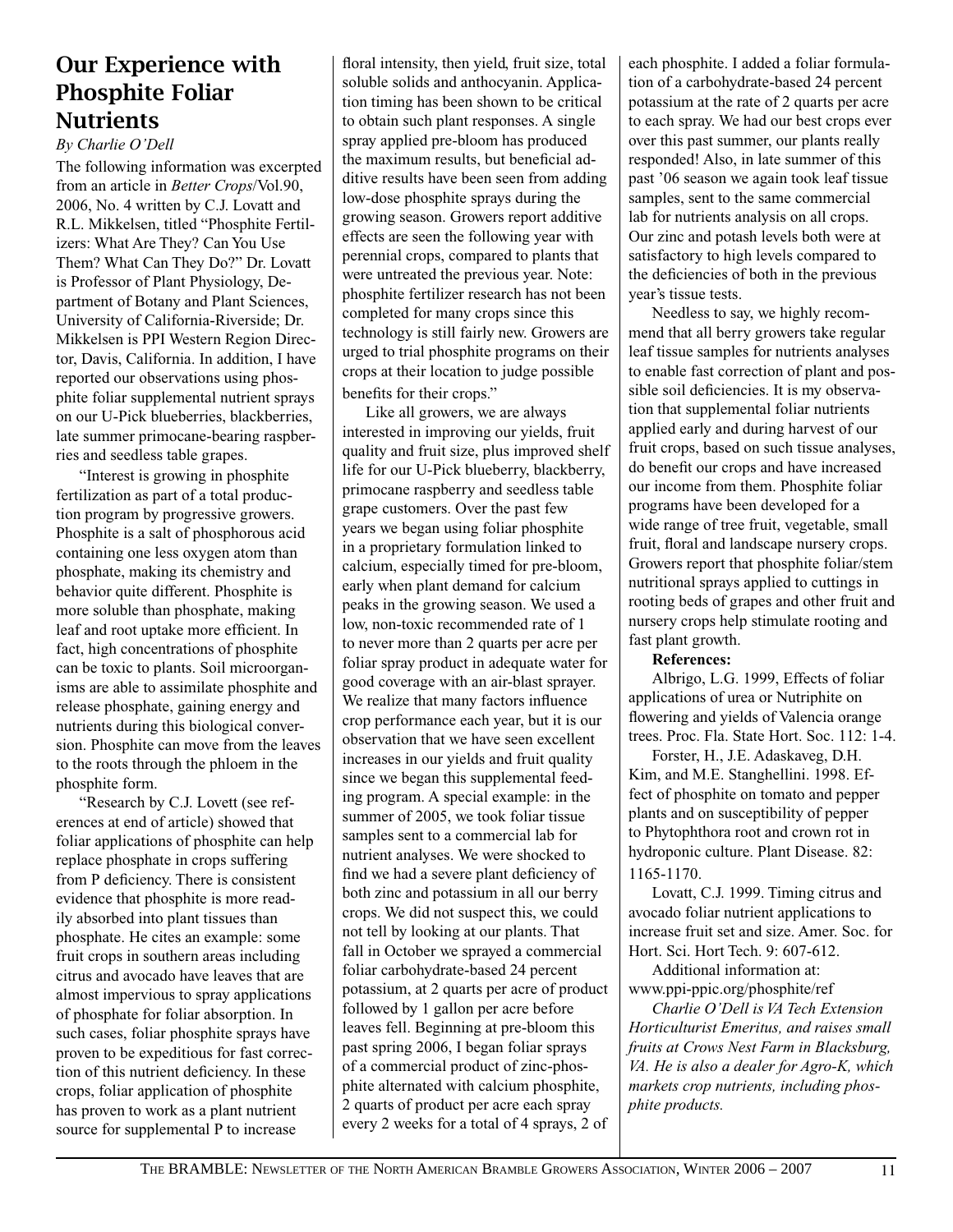# Our Experience with Phosphite Foliar Nutrients

*By Charlie O'Dell*

The following information was excerpted from an article in *Better Crops*/Vol.90, 2006, No. 4 written by C.J. Lovatt and R.L. Mikkelsen, titled "Phosphite Fertilizers: What Are They? Can You Use Them? What Can They Do?" Dr. Lovatt is Professor of Plant Physiology, Department of Botany and Plant Sciences, University of California-Riverside; Dr. Mikkelsen is PPI Western Region Director, Davis, California. In addition, I have reported our observations using phosphite foliar supplemental nutrient sprays on our U-Pick blueberries, blackberries, late summer primocane-bearing raspberries and seedless table grapes.

"Interest is growing in phosphite fertilization as part of a total production program by progressive growers. Phosphite is a salt of phosphorous acid containing one less oxygen atom than phosphate, making its chemistry and behavior quite different. Phosphite is more soluble than phosphate, making leaf and root uptake more efficient. In fact, high concentrations of phosphite can be toxic to plants. Soil microorganisms are able to assimilate phosphite and release phosphate, gaining energy and nutrients during this biological conversion. Phosphite can move from the leaves to the roots through the phloem in the phosphite form.

"Research by C.J. Lovett (see references at end of article) showed that foliar applications of phosphite can help replace phosphate in crops suffering from P deficiency. There is consistent evidence that phosphite is more readily absorbed into plant tissues than phosphate. He cites an example: some fruit crops in southern areas including citrus and avocado have leaves that are almost impervious to spray applications of phosphate for foliar absorption. In such cases, foliar phosphite sprays have proven to be expeditious for fast correction of this nutrient deficiency. In these crops, foliar application of phosphite has proven to work as a plant nutrient source for supplemental P to increase floral intensity, then yield, fruit size, total soluble solids and anthocyanin. Application timing has been shown to be critical to obtain such plant responses. A single spray applied pre-bloom has produced the maximum results, but beneficial additive results have been seen from adding low-dose phosphite sprays during the growing season. Growers report additive effects are seen the following year with perennial crops, compared to plants that were untreated the previous year. Note: phosphite fertilizer research has not been completed for many crops since this technology is still fairly new. Growers are urged to trial phosphite programs on their crops at their location to judge possible benefits for their crops."

Like all growers, we are always interested in improving our yields, fruit quality and fruit size, plus improved shelf life for our U-Pick blueberry, blackberry, primocane raspberry and seedless table grape customers. Over the past few years we began using foliar phosphite in a proprietary formulation linked to calcium, especially timed for pre-bloom, early when plant demand for calcium peaks in the growing season. We used a low, non-toxic recommended rate of 1 to never more than 2 quarts per acre per foliar spray product in adequate water for good coverage with an air-blast sprayer. We realize that many factors influence crop performance each year, but it is our observation that we have seen excellent increases in our yields and fruit quality since we began this supplemental feeding program. A special example: in the summer of 2005, we took foliar tissue samples sent to a commercial lab for nutrient analyses. We were shocked to find we had a severe plant deficiency of both zinc and potassium in all our berry crops. We did not suspect this, we could not tell by looking at our plants. That fall in October we sprayed a commercial foliar carbohydrate-based 24 percent potassium, at 2 quarts per acre of product followed by 1 gallon per acre before leaves fell. Beginning at pre-bloom this past spring 2006, I began foliar sprays of a commercial product of zinc-phosphite alternated with calcium phosphite, 2 quarts of product per acre each spray every 2 weeks for a total of 4 sprays, 2 of each phosphite. I added a foliar formulation of a carbohydrate-based 24 percent potassium at the rate of 2 quarts per acre to each spray. We had our best crops ever over this past summer, our plants really responded! Also, in late summer of this past '06 season we again took leaf tissue samples, sent to the same commercial lab for nutrients analysis on all crops. Our zinc and potash levels both were at satisfactory to high levels compared to the deficiencies of both in the previous year's tissue tests.

Needless to say, we highly recommend that all berry growers take regular leaf tissue samples for nutrients analyses to enable fast correction of plant and possible soil deficiencies. It is my observation that supplemental foliar nutrients applied early and during harvest of our fruit crops, based on such tissue analyses, do benefit our crops and have increased our income from them. Phosphite foliar programs have been developed for a wide range of tree fruit, vegetable, small fruit, floral and landscape nursery crops. Growers report that phosphite foliar/stem nutritional sprays applied to cuttings in rooting beds of grapes and other fruit and nursery crops help stimulate rooting and fast plant growth.

**References:**

Albrigo, L.G. 1999, Effects of foliar applications of urea or Nutriphite on flowering and yields of Valencia orange trees. Proc. Fla. State Hort. Soc. 112: 1-4.

Forster, H., J.E. Adaskaveg, D.H. Kim, and M.E. Stanghellini. 1998. Effect of phosphite on tomato and pepper plants and on susceptibility of pepper to Phytophthora root and crown rot in hydroponic culture. Plant Disease. 82: 1165-1170.

Lovatt, C.J. 1999. Timing citrus and avocado foliar nutrient applications to increase fruit set and size. Amer. Soc. for Hort. Sci. Hort Tech. 9: 607-612.

Additional information at: www.ppi-ppic.org/phosphite/ref

*Charlie O'Dell is VA Tech Extension Horticulturist Emeritus, and raises small fruits at Crows Nest Farm in Blacksburg, VA. He is also a dealer for Agro-K, which markets crop nutrients, including phosphite products.*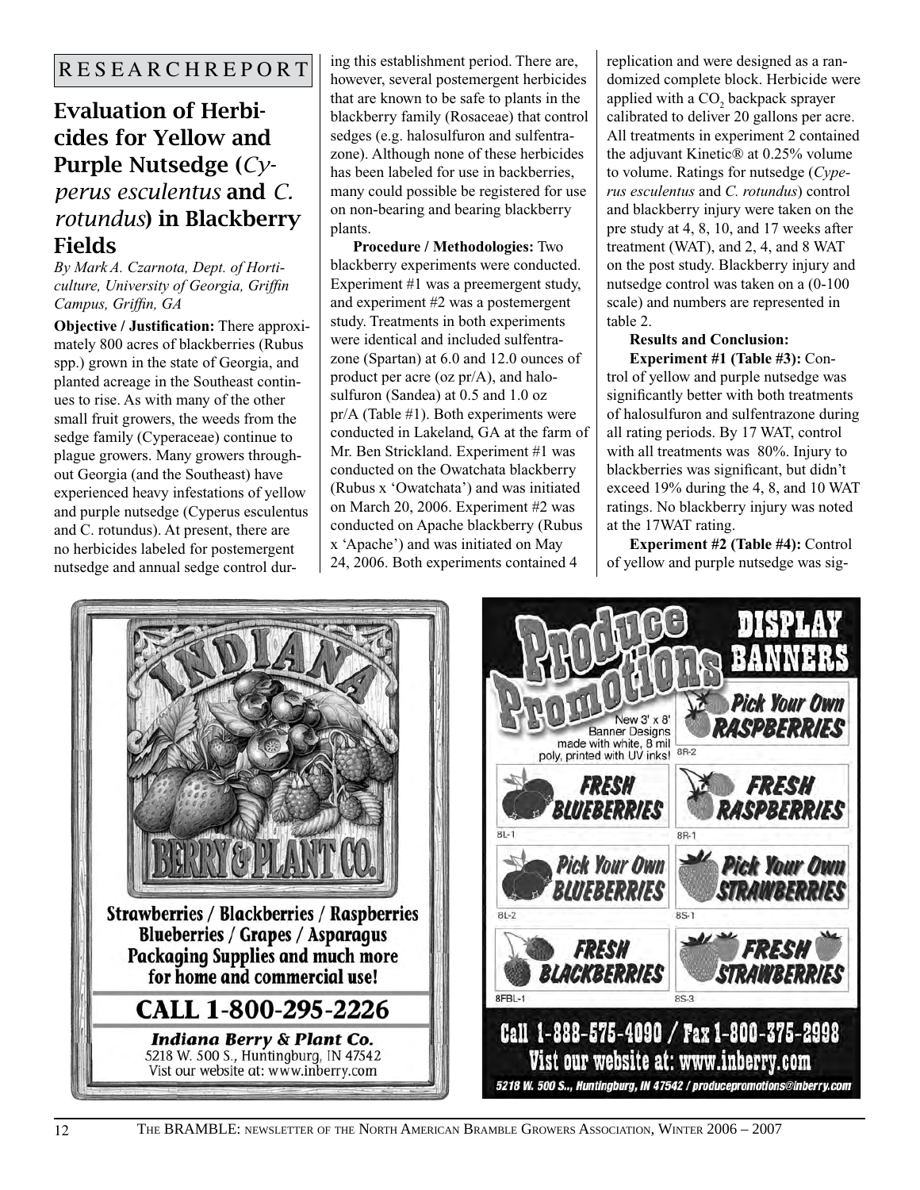RESEARCHREPORT

## Evaluation of Herbicides for Yellow and Purple Nutsedge (*Cyperus esculentus* and *C. rotundus*) in Blackberry Fields

*By Mark A. Czarnota, Dept. of Horticulture, University of Georgia, Griffin Campus, Griffin, GA*

**Objective / Justification:** There approximately 800 acres of blackberries (Rubus spp.) grown in the state of Georgia, and planted acreage in the Southeast continues to rise. As with many of the other small fruit growers, the weeds from the sedge family (Cyperaceae) continue to plague growers. Many growers throughout Georgia (and the Southeast) have experienced heavy infestations of yellow and purple nutsedge (Cyperus esculentus and C. rotundus). At present, there are no herbicides labeled for postemergent nutsedge and annual sedge control during this establishment period. There are, however, several postemergent herbicides that are known to be safe to plants in the blackberry family (Rosaceae) that control sedges (e.g. halosulfuron and sulfentrazone). Although none of these herbicides has been labeled for use in backberries, many could possible be registered for use on non-bearing and bearing blackberry plants.

**Procedure / Methodologies:** Two blackberry experiments were conducted. Experiment #1 was a preemergent study, and experiment #2 was a postemergent study. Treatments in both experiments were identical and included sulfentrazone (Spartan) at 6.0 and 12.0 ounces of product per acre (oz pr/A), and halosulfuron (Sandea) at 0.5 and 1.0 oz pr/A (Table #1). Both experiments were conducted in Lakeland, GA at the farm of Mr. Ben Strickland. Experiment #1 was conducted on the Owatchata blackberry (Rubus x 'Owatchata') and was initiated on March 20, 2006. Experiment #2 was conducted on Apache blackberry (Rubus x 'Apache') and was initiated on May 24, 2006. Both experiments contained 4 replication and were designed as a randomized complete block. Herbicide were applied with a $CO_2$ backpack sprayer calibrated to deliver 20 gallons per acre. All treatments in experiment 2 contained the adjuvant Kinetic® at 0.25% volume to volume. Ratings for nutsedge (*Cyperus esculentus* and *C. rotundus*) control and blackberry injury were taken on the pre study at 4, 8, 10, and 17 weeks after treatment (WAT), and 2, 4, and 8 WAT on the post study. Blackberry injury and nutsedge control was taken on a (0-100 scale) and numbers are represented in table 2.

**Results and Conclusion:**

**Experiment #1 (Table #3):** Control of yellow and purple nutsedge was significantly better with both treatments of halosulfuron and sulfentrazone during all rating periods. By 17 WAT, control with all treatments was 80%. Injury to blackberries was significant, but didn't exceed 19% during the 4, 8, and 10 WAT ratings. No blackberry injury was noted at the 17WAT rating.

**Experiment #2 (Table #4):** Control of yellow and purple nutsedge was sig-

INDIANA BERRY & PLANT CO.

Strawberries / Blackberries / Raspberries
Blueberries / Grapes / Asparagus
Packaging Supplies and much more
for home and commercial use!

CALL 1-800-295-2226

*Indiana Berry & Plant Co.*
5218 W. 500 S., Huntingburg, IN 47542
Vist our website at: www.inberry.com

Produce Promotions DISPLAY BANNERS

New 3' x 8' Banner Designs made with white, 8 mil poly, printed with UV inks!

Pick Your Own RASPBERRIES 8R-2

FRESH BLUEBERRIES 8L-1

FRESH RASPBERRIES 8R-1

Pick Your Own BLUEBERRIES 8L-2

Pick Your Own STRAWBERRIES 8S-1

FRESH BLACKBERRIES 8FBL-1

FRESH STRAWBERRIES 8S-3

Call 1-888-575-4090 / Fax 1-800-375-2998
Vist our website at: www.inberry.com
5218 W. 500 S., Huntingburg, IN 47542 / producepromotions@inberry.com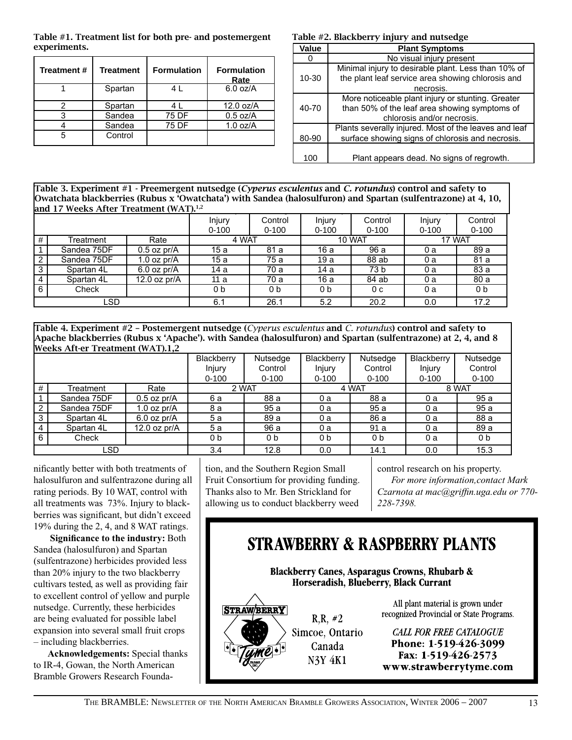**Table #1. Treatment list for both pre- and postemergent experiments.**

| Treatment # | Treatment | Formulation | Formulation Rate |
|---|---|---|---|
| 1 | Spartan | 4 L | 6.0 oz/A |
| 2 | Spartan | 4 L | 12.0 oz/A |
| 3 | Sandea | 75 DF | 0.5 oz/A |
| 4 | Sandea | 75 DF | 1.0 oz/A |
| 5 | Control | | |

**Table #2. Blackberry injury and nutsedge**

| Value | Plant Symptoms |
|---|---|
| 0 | No visual injury present |
| 10-30 | Minimal injury to desirable plant. Less than 10% of the plant leaf service area showing chlorosis and necrosis. |
| 40-70 | More noticeable plant injury or stunting. Greater than 50% of the leaf area showing symptoms of chlorosis and/or necrosis. |
| 80-90 | Plants severally injured. Most of the leaves and leaf surface showing signs of chlorosis and necrosis. |
| 100 | Plant appears dead. No signs of regrowth. |

**Table 3. Experiment #1 - Preemergent nutsedge (*Cyperus esculentus* and *C. rotundus*) control and safety to Owatchata blackberries (Rubus x 'Owatchata') with Sandea (halosulfuron) and Spartan (sulfentrazone) at 4, 10, and 17 Weeks After Treatment (WAT).[1,2]**

| | | | Injury 0-100 | Control 0-100 | Injury 0-100 | Control 0-100 | Injury 0-100 | Control 0-100 |
|---|---|---|---|---|---|---|---|---|
| # | Treatment | Rate | 4 WAT | | 10 WAT | | 17 WAT | |
| 1 | Sandea 75DF | 0.5 oz pr/A | 15 a | 81 a | 16 a | 96 a | 0 a | 89 a |
| 2 | Sandea 75DF | 1.0 oz pr/A | 15 a | 75 a | 19 a | 88 ab | 0 a | 81 a |
| 3 | Spartan 4L | 6.0 oz pr/A | 14 a | 70 a | 14 a | 73 b | 0 a | 83 a |
| 4 | Spartan 4L | 12.0 oz pr/A | 11 a | 70 a | 16 a | 84 ab | 0 a | 80 a |
| 6 | Check | | 0 b | 0 b | 0 b | 0 c | 0 a | 0 b |
| | LSD | | 6.1 | 26.1 | 5.2 | 20.2 | 0.0 | 17.2 |

**Table 4. Experiment #2 – Postemergent nutsedge (*Cyperus esculentus* and *C. rotundus*) control and safety to Apache blackberries (Rubus x 'Apache'). with Sandea (halosulfuron) and Spartan (sulfentrazone) at 2, 4, and 8 Weeks Aft-er Treatment (WAT).1,2**

| | | | Blackberry Injury 0-100 | Nutsedge Control 0-100 | Blackberry Injury 0-100 | Nutsedge Control 0-100 | Blackberry Injury 0-100 | Nutsedge Control 0-100 |
|---|---|---|---|---|---|---|---|---|
| # | Treatment | Rate | 2 WAT | | 4 WAT | | 8 WAT | |
| 1 | Sandea 75DF | 0.5 oz pr/A | 6 a | 88 a | 0 a | 88 a | 0 a | 95 a |
| 2 | Sandea 75DF | 1.0 oz pr/A | 8 a | 95 a | 0 a | 95 a | 0 a | 95 a |
| 3 | Spartan 4L | 6.0 oz pr/A | 5 a | 89 a | 0 a | 86 a | 0 a | 88 a |
| 4 | Spartan 4L | 12.0 oz pr/A | 5 a | 96 a | 0 a | 91 a | 0 a | 89 a |
| 6 | Check | | 0 b | 0 b | 0 b | 0 b | 0 a | 0 b |
| | LSD | | 3.4 | 12.8 | 0.0 | 14.1 | 0.0 | 15.3 |

nificantly better with both treatments of halosulfuron and sulfentrazone during all rating periods. By 10 WAT, control with all treatments was 73%. Injury to blackberries was significant, but didn't exceed 19% during the 2, 4, and 8 WAT ratings.

**Significance to the industry:** Both Sandea (halosulfuron) and Spartan (sulfentrazone) herbicides provided less than 20% injury to the two blackberry cultivars tested, as well as providing fair to excellent control of yellow and purple nutsedge. Currently, these herbicides are being evaluated for possible label expansion into several small fruit crops – including blackberries.

**Acknowledgements:** Special thanks to IR-4, Gowan, the North American Bramble Growers Research Foundation, and the Southern Region Small Fruit Consortium for providing funding. Thanks also to Mr. Ben Strickland for allowing us to conduct blackberry weed control research on his property.

*For more information,contact Mark Czarnota at mac@griffin.uga.edu or 770-228-7398.*

# STRAWBERRY & RASPBERRY PLANTS

**Blackberry Canes, Asparagus Crowns, Rhubarb & Horseradish, Blueberry, Black Currant**

STRAWBERRY Tyme FARMS INC.

R.R. #2
Simcoe, Ontario
Canada
N3Y 4K1

All plant material is grown under recognized Provincial or State Programs.

*CALL FOR FREE CATALOGUE*
**Phone: 1-519-426-3099**
**Fax: 1-519-426-2573**
**www.strawberrytyme.com**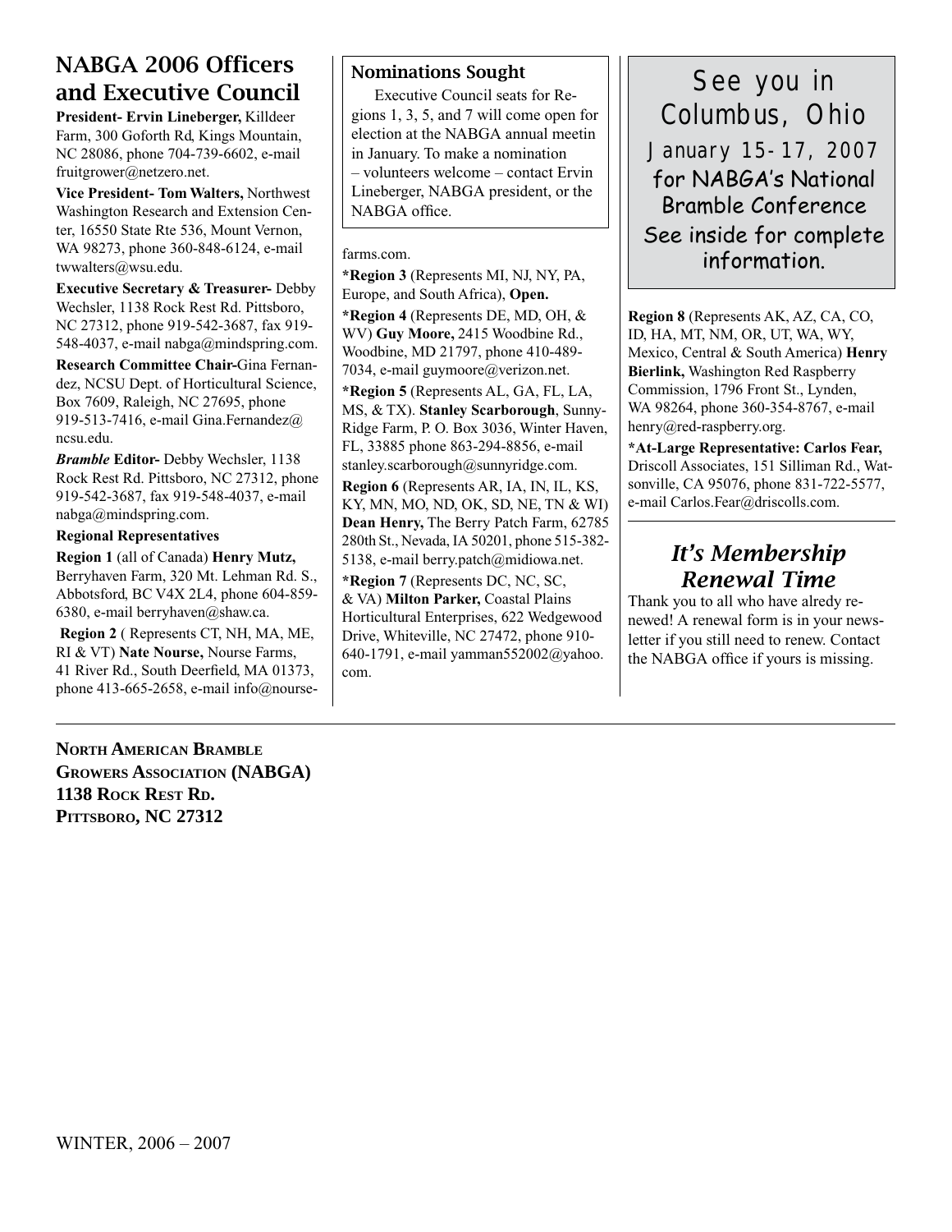## NABGA 2006 Officers and Executive Council

**President- Ervin Lineberger,** Killdeer Farm, 300 Goforth Rd, Kings Mountain, NC 28086, phone 704-739-6602, e-mail fruitgrower@netzero.net.

**Vice President- Tom Walters,** Northwest Washington Research and Extension Center, 16550 State Rte 536, Mount Vernon, WA 98273, phone 360-848-6124, e-mail twwalters@wsu.edu.

**Executive Secretary & Treasurer-** Debby Wechsler, 1138 Rock Rest Rd. Pittsboro, NC 27312, phone 919-542-3687, fax 919-548-4037, e-mail nabga@mindspring.com.

**Research Committee Chair-**Gina Fernandez, NCSU Dept. of Horticultural Science, Box 7609, Raleigh, NC 27695, phone 919-513-7416, e-mail Gina.Fernandez@ncsu.edu.

***Bramble* Editor-** Debby Wechsler, 1138 Rock Rest Rd. Pittsboro, NC 27312, phone 919-542-3687, fax 919-548-4037, e-mail nabga@mindspring.com.

**Regional Representatives**

**Region 1** (all of Canada) **Henry Mutz,** Berryhaven Farm, 320 Mt. Lehman Rd. S., Abbotsford, BC V4X 2L4, phone 604-859-6380, e-mail berryhaven@shaw.ca.

**Region 2** ( Represents CT, NH, MA, ME, RI & VT) **Nate Nourse,** Nourse Farms, 41 River Rd., South Deerfield, MA 01373, phone 413-665-2658, e-mail info@noursefarms.com.

***Region 3** (Represents MI, NJ, NY, PA, Europe, and South Africa), **Open.**

***Region 4** (Represents DE, MD, OH, & WV) **Guy Moore,** 2415 Woodbine Rd., Woodbine, MD 21797, phone 410-489-7034, e-mail guymoore@verizon.net.

***Region 5** (Represents AL, GA, FL, LA, MS, & TX). **Stanley Scarborough**, Sunny-Ridge Farm, P. O. Box 3036, Winter Haven, FL, 33885 phone 863-294-8856, e-mail stanley.scarborough@sunnyridge.com.

**Region 6** (Represents AR, IA, IN, IL, KS, KY, MN, MO, ND, OK, SD, NE, TN & WI) **Dean Henry,** The Berry Patch Farm, 62785 280th St., Nevada, IA 50201, phone 515-382-5138, e-mail berry.patch@midiowa.net.

***Region 7** (Represents DC, NC, SC, & VA) **Milton Parker,** Coastal Plains Horticultural Enterprises, 622 Wedgewood Drive, Whiteville, NC 27472, phone 910-640-1791, e-mail yamman552002@yahoo.com.

**Region 8** (Represents AK, AZ, CA, CO, ID, HA, MT, NM, OR, UT, WA, WY, Mexico, Central & South America) **Henry Bierlink,** Washington Red Raspberry Commission, 1796 Front St., Lynden, WA 98264, phone 360-354-8767, e-mail henry@red-raspberry.org.

***At-Large Representative: Carlos Fear,** Driscoll Associates, 151 Silliman Rd., Watsonville, CA 95076, phone 831-722-5577, e-mail Carlos.Fear@driscolls.com.

### Nominations Sought

Executive Council seats for Regions 1, 3, 5, and 7 will come open for election at the NABGA annual meetin in January. To make a nomination – volunteers welcome – contact Ervin Lineberger, NABGA president, or the NABGA office.

## See you in Columbus, Ohio

January 15-17, 2007

for NABGA's National Bramble Conference

See inside for complete information.

### *It's Membership Renewal Time*

Thank you to all who have alredy renewed! A renewal form is in your newsletter if you still need to renew. Contact the NABGA office if yours is missing.

**North American Bramble Growers Association (NABGA)**
**1138 Rock Rest Rd.**
**Pittsboro, NC 27312**

WINTER, 2006 – 2007